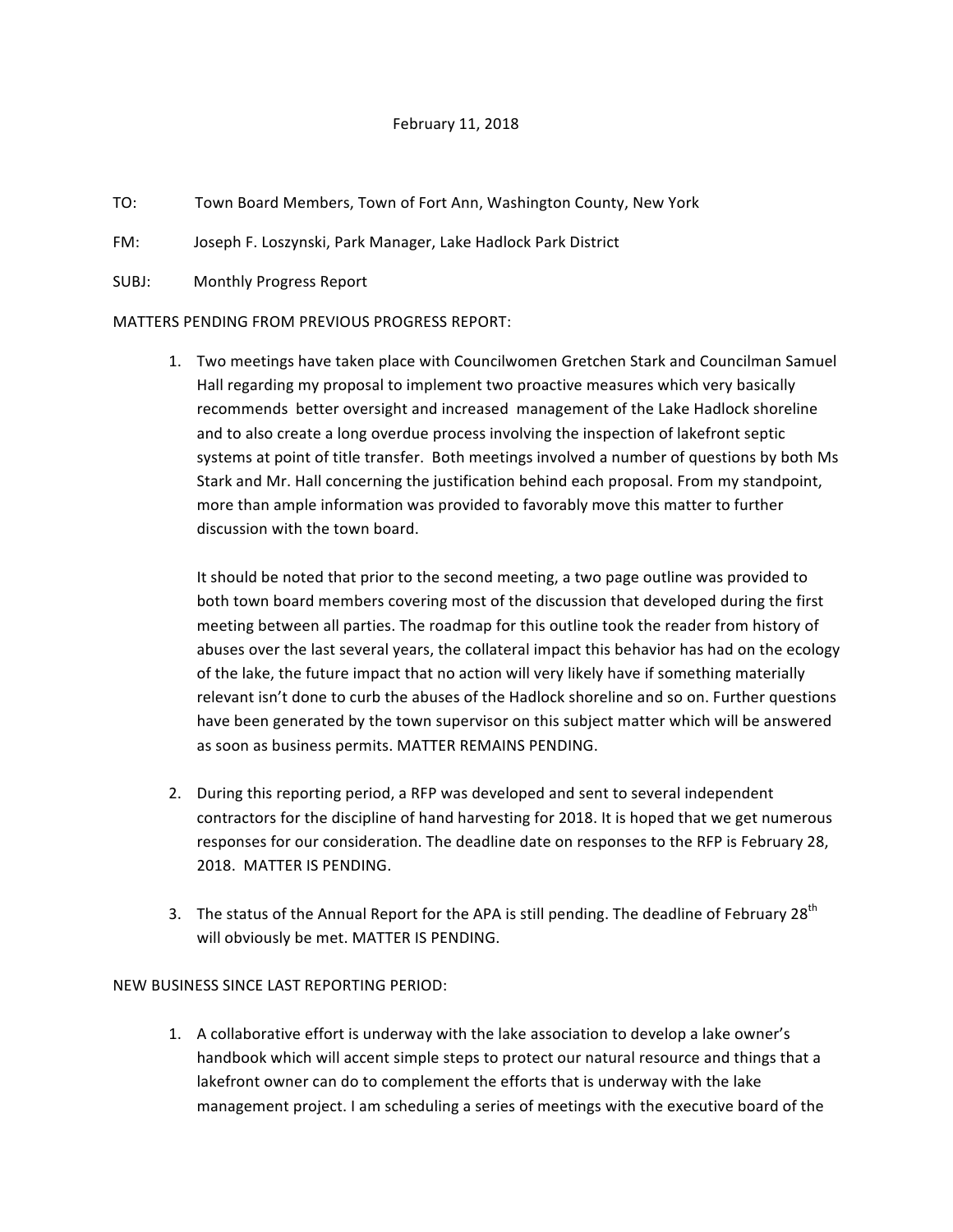February 11, 2018

TO: Town Board Members, Town of Fort Ann, Washington County, New York

FM: Joseph F. Loszynski, Park Manager, Lake Hadlock Park District

SUBJ: Monthly Progress Report

MATTERS PENDING FROM PREVIOUS PROGRESS REPORT:

1. Two meetings have taken place with Councilwomen Gretchen Stark and Councilman Samuel Hall regarding my proposal to implement two proactive measures which very basically recommends better oversight and increased management of the Lake Hadlock shoreline and to also create a long overdue process involving the inspection of lakefront septic systems at point of title transfer. Both meetings involved a number of questions by both Ms Stark and Mr. Hall concerning the justification behind each proposal. From my standpoint, more than ample information was provided to favorably move this matter to further discussion with the town board.

   It should be noted that prior to the second meeting, a two page outline was provided to both town board members covering most of the discussion that developed during the first meeting between all parties. The roadmap for this outline took the reader from history of abuses over the last several years, the collateral impact this behavior has had on the ecology of the lake, the future impact that no action will very likely have if something materially relevant isn't done to curb the abuses of the Hadlock shoreline and so on. Further questions have been generated by the town supervisor on this subject matter which will be answered as soon as business permits. MATTER REMAINS PENDING.

2. During this reporting period, a RFP was developed and sent to several independent contractors for the discipline of hand harvesting for 2018. It is hoped that we get numerous responses for our consideration. The deadline date on responses to the RFP is February 28, 2018. MATTER IS PENDING.

3. The status of the Annual Report for the APA is still pending. The deadline of February 28th will obviously be met. MATTER IS PENDING.

NEW BUSINESS SINCE LAST REPORTING PERIOD:

1. A collaborative effort is underway with the lake association to develop a lake owner's handbook which will accent simple steps to protect our natural resource and things that a lakefront owner can do to complement the efforts that is underway with the lake management project. I am scheduling a series of meetings with the executive board of the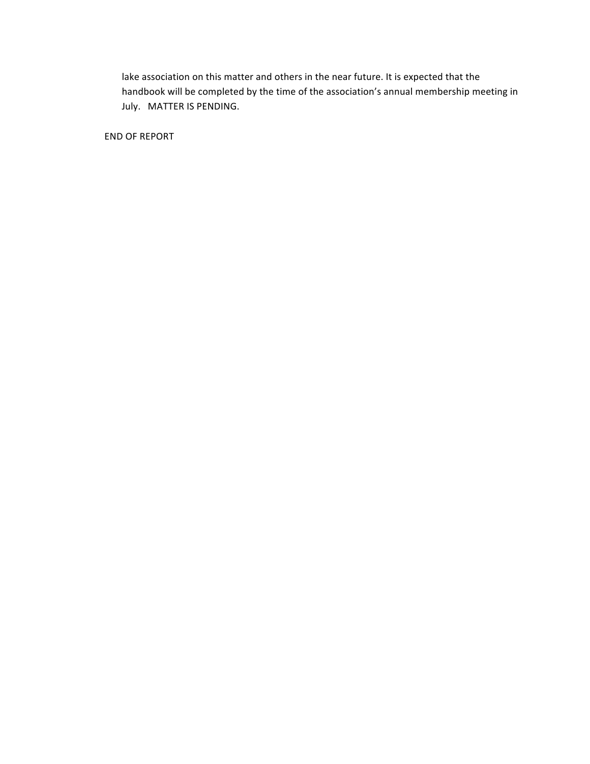lake association on this matter and others in the near future. It is expected that the handbook will be completed by the time of the association's annual membership meeting in July. MATTER IS PENDING.

END OF REPORT